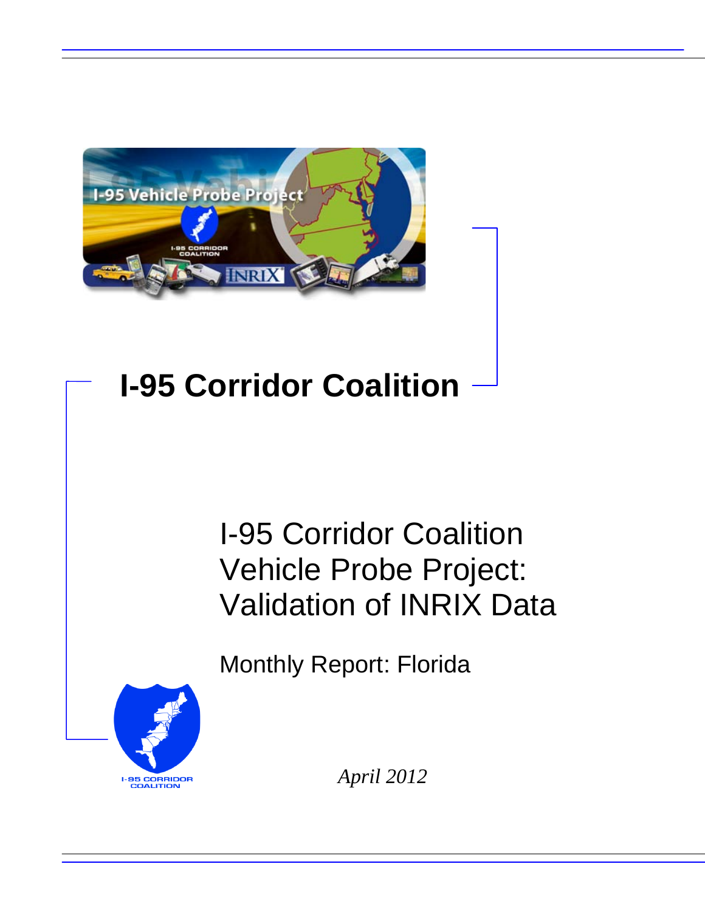# I-95 Corridor Coalition

## I-95 Corridor Coalition Vehicle Probe Project: Validation of INRIX Data

Monthly Report: Florida

*April 2012*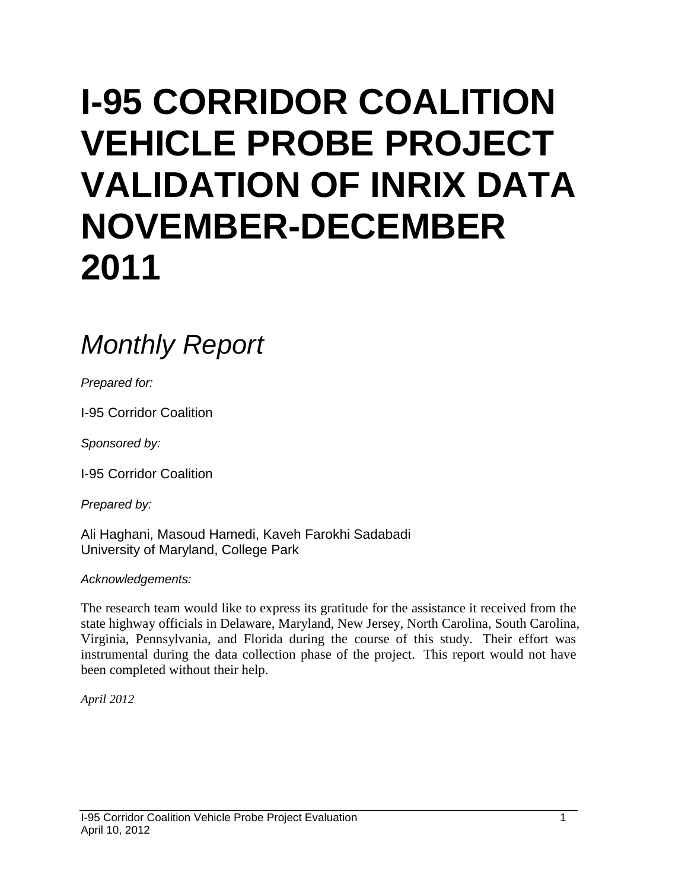# I-95 CORRIDOR COALITION VEHICLE PROBE PROJECT VALIDATION OF INRIX DATA NOVEMBER-DECEMBER 2011

## *Monthly Report*

*Prepared for:*

I-95 Corridor Coalition

*Sponsored by:*

I-95 Corridor Coalition

*Prepared by:*

Ali Haghani, Masoud Hamedi, Kaveh Farokhi Sadabadi
University of Maryland, College Park

*Acknowledgements:*

The research team would like to express its gratitude for the assistance it received from the state highway officials in Delaware, Maryland, New Jersey, North Carolina, South Carolina, Virginia, Pennsylvania, and Florida during the course of this study. Their effort was instrumental during the data collection phase of the project. This report would not have been completed without their help.

*April 2012*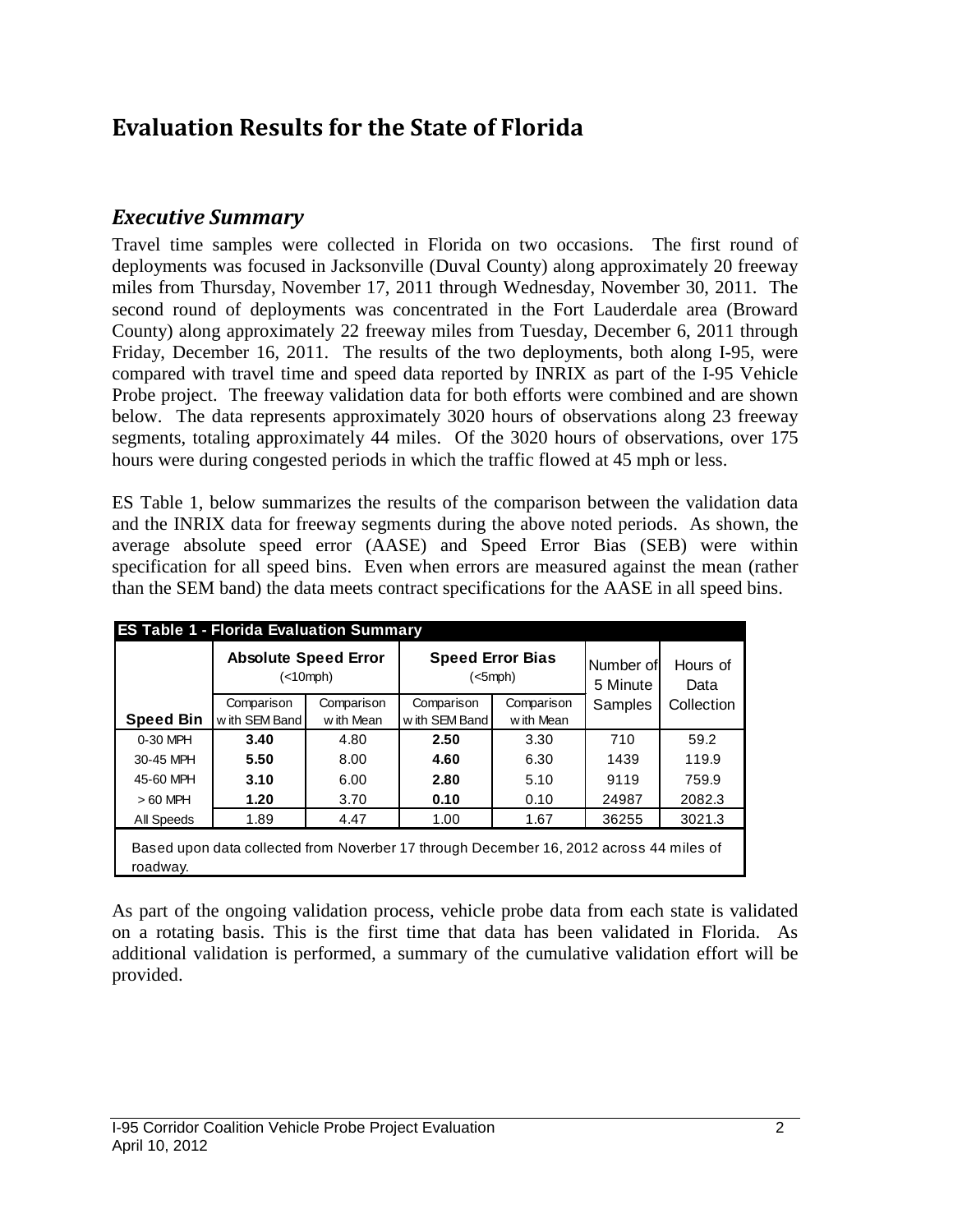# Evaluation Results for the State of Florida

## *Executive Summary*

Travel time samples were collected in Florida on two occasions. The first round of deployments was focused in Jacksonville (Duval County) along approximately 20 freeway miles from Thursday, November 17, 2011 through Wednesday, November 30, 2011. The second round of deployments was concentrated in the Fort Lauderdale area (Broward County) along approximately 22 freeway miles from Tuesday, December 6, 2011 through Friday, December 16, 2011. The results of the two deployments, both along I-95, were compared with travel time and speed data reported by INRIX as part of the I-95 Vehicle Probe project. The freeway validation data for both efforts were combined and are shown below. The data represents approximately 3020 hours of observations along 23 freeway segments, totaling approximately 44 miles. Of the 3020 hours of observations, over 175 hours were during congested periods in which the traffic flowed at 45 mph or less.

ES Table 1, below summarizes the results of the comparison between the validation data and the INRIX data for freeway segments during the above noted periods. As shown, the average absolute speed error (AASE) and Speed Error Bias (SEB) were within specification for all speed bins. Even when errors are measured against the mean (rather than the SEM band) the data meets contract specifications for the AASE in all speed bins.

**ES Table 1 - Florida Evaluation Summary**

| | Absolute Speed Error (<10mph) | | Speed Error Bias (<5mph) | | Number of 5 Minute Samples | Hours of Data Collection |
|---|---|---|---|---|---|---|
| **Speed Bin** | Comparison with SEM Band | Comparison with Mean | Comparison with SEM Band | Comparison with Mean | | |
| 0-30 MPH | **3.40** | 4.80 | **2.50** | 3.30 | 710 | 59.2 |
| 30-45 MPH | **5.50** | 8.00 | **4.60** | 6.30 | 1439 | 119.9 |
| 45-60 MPH | **3.10** | 6.00 | **2.80** | 5.10 | 9119 | 759.9 |
| > 60 MPH | **1.20** | 3.70 | **0.10** | 0.10 | 24987 | 2082.3 |
| All Speeds | 1.89 | 4.47 | 1.00 | 1.67 | 36255 | 3021.3 |

Based upon data collected from Noverber 17 through December 16, 2012 across 44 miles of roadway.

As part of the ongoing validation process, vehicle probe data from each state is validated on a rotating basis. This is the first time that data has been validated in Florida. As additional validation is performed, a summary of the cumulative validation effort will be provided.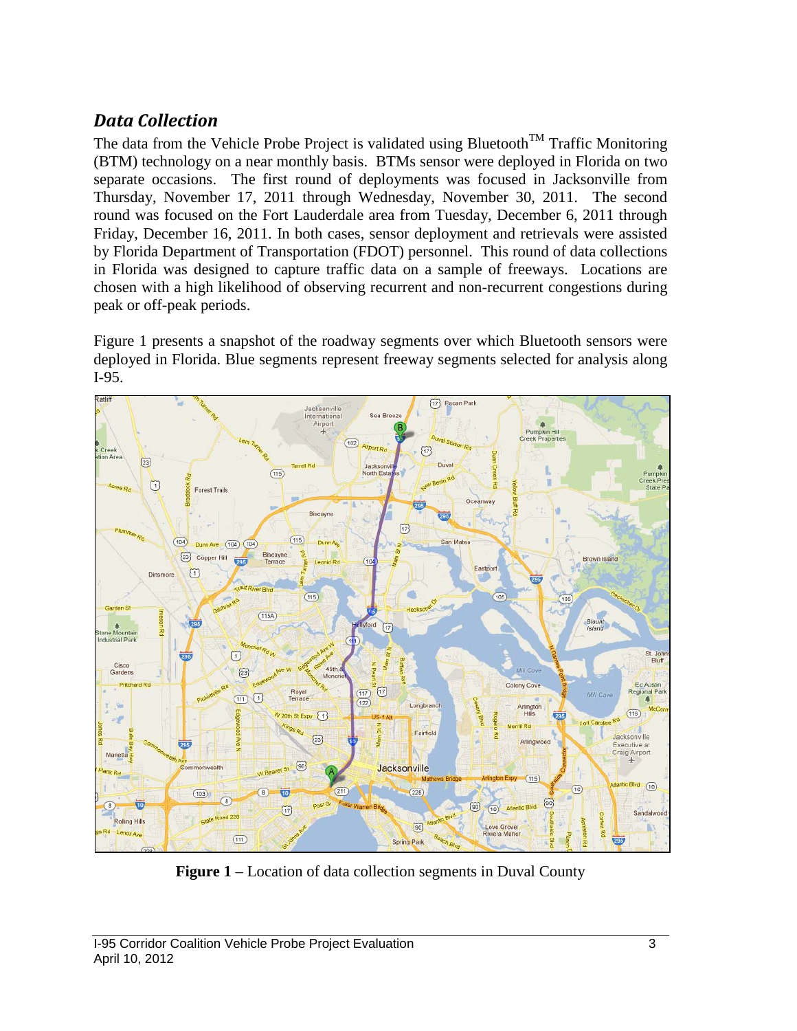## *Data Collection*

The data from the Vehicle Probe Project is validated using Bluetooth$^{TM}$ Traffic Monitoring (BTM) technology on a near monthly basis. BTMs sensor were deployed in Florida on two separate occasions. The first round of deployments was focused in Jacksonville from Thursday, November 17, 2011 through Wednesday, November 30, 2011. The second round was focused on the Fort Lauderdale area from Tuesday, December 6, 2011 through Friday, December 16, 2011. In both cases, sensor deployment and retrievals were assisted by Florida Department of Transportation (FDOT) personnel. This round of data collections in Florida was designed to capture traffic data on a sample of freeways. Locations are chosen with a high likelihood of observing recurrent and non-recurrent congestions during peak or off-peak periods.

Figure 1 presents a snapshot of the roadway segments over which Bluetooth sensors were deployed in Florida. Blue segments represent freeway segments selected for analysis along I-95.

**Figure 1** – Location of data collection segments in Duval County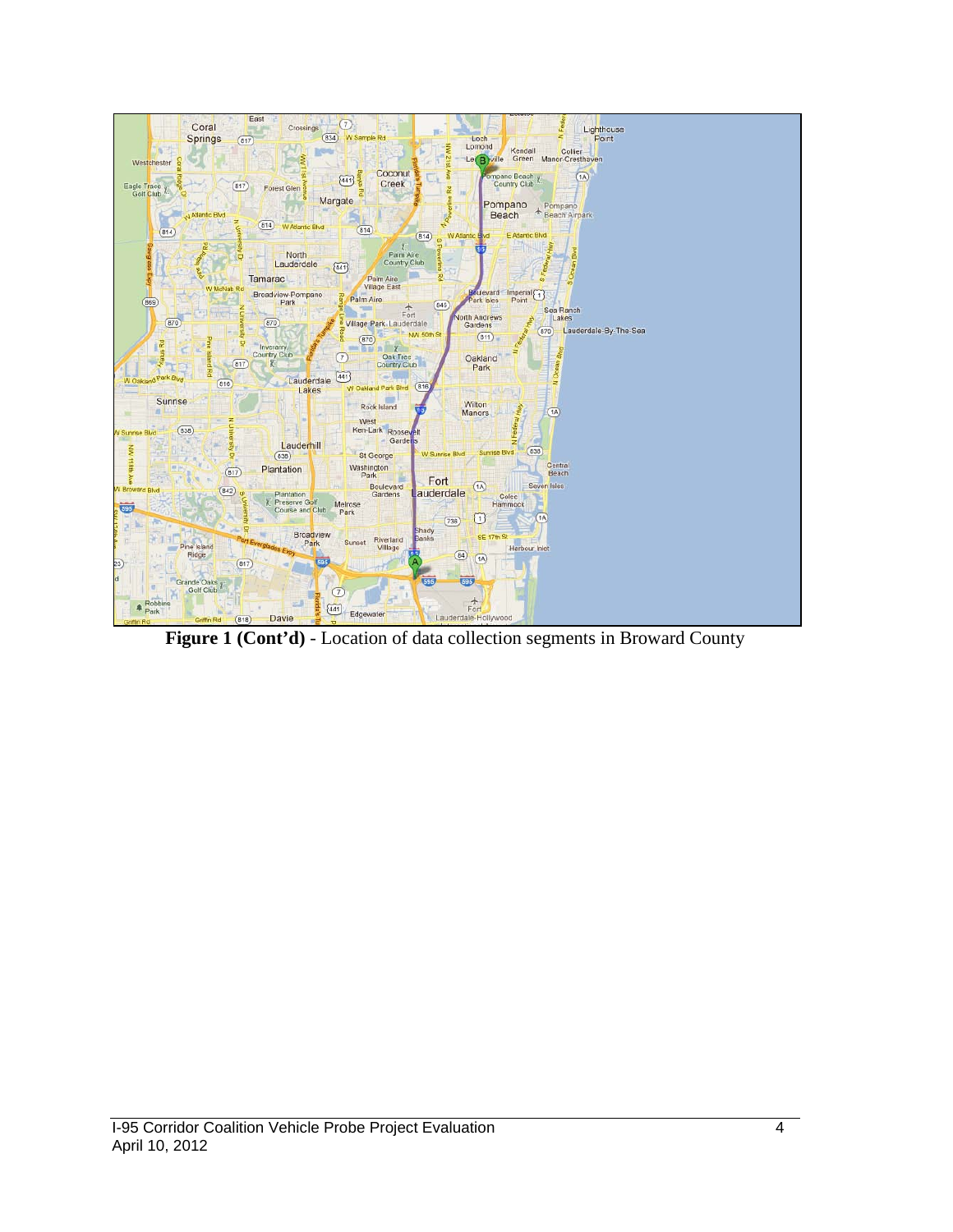**Figure 1 (Cont'd)** - Location of data collection segments in Broward County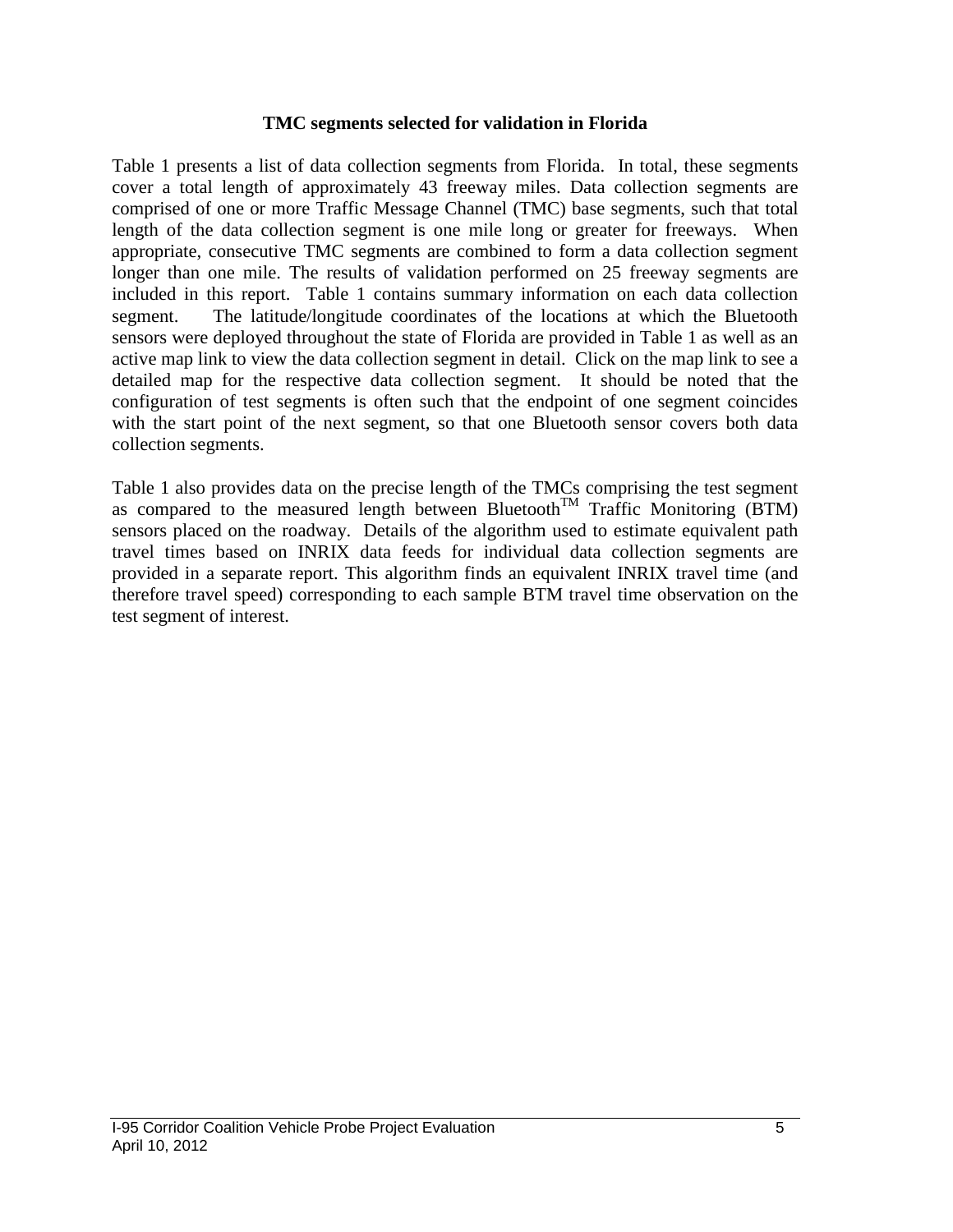### TMC segments selected for validation in Florida

Table 1 presents a list of data collection segments from Florida. In total, these segments cover a total length of approximately 43 freeway miles. Data collection segments are comprised of one or more Traffic Message Channel (TMC) base segments, such that total length of the data collection segment is one mile long or greater for freeways. When appropriate, consecutive TMC segments are combined to form a data collection segment longer than one mile. The results of validation performed on 25 freeway segments are included in this report. Table 1 contains summary information on each data collection segment. The latitude/longitude coordinates of the locations at which the Bluetooth sensors were deployed throughout the state of Florida are provided in Table 1 as well as an active map link to view the data collection segment in detail. Click on the map link to see a detailed map for the respective data collection segment. It should be noted that the configuration of test segments is often such that the endpoint of one segment coincides with the start point of the next segment, so that one Bluetooth sensor covers both data collection segments.

Table 1 also provides data on the precise length of the TMCs comprising the test segment as compared to the measured length between Bluetooth™ Traffic Monitoring (BTM) sensors placed on the roadway. Details of the algorithm used to estimate equivalent path travel times based on INRIX data feeds for individual data collection segments are provided in a separate report. This algorithm finds an equivalent INRIX travel time (and therefore travel speed) corresponding to each sample BTM travel time observation on the test segment of interest.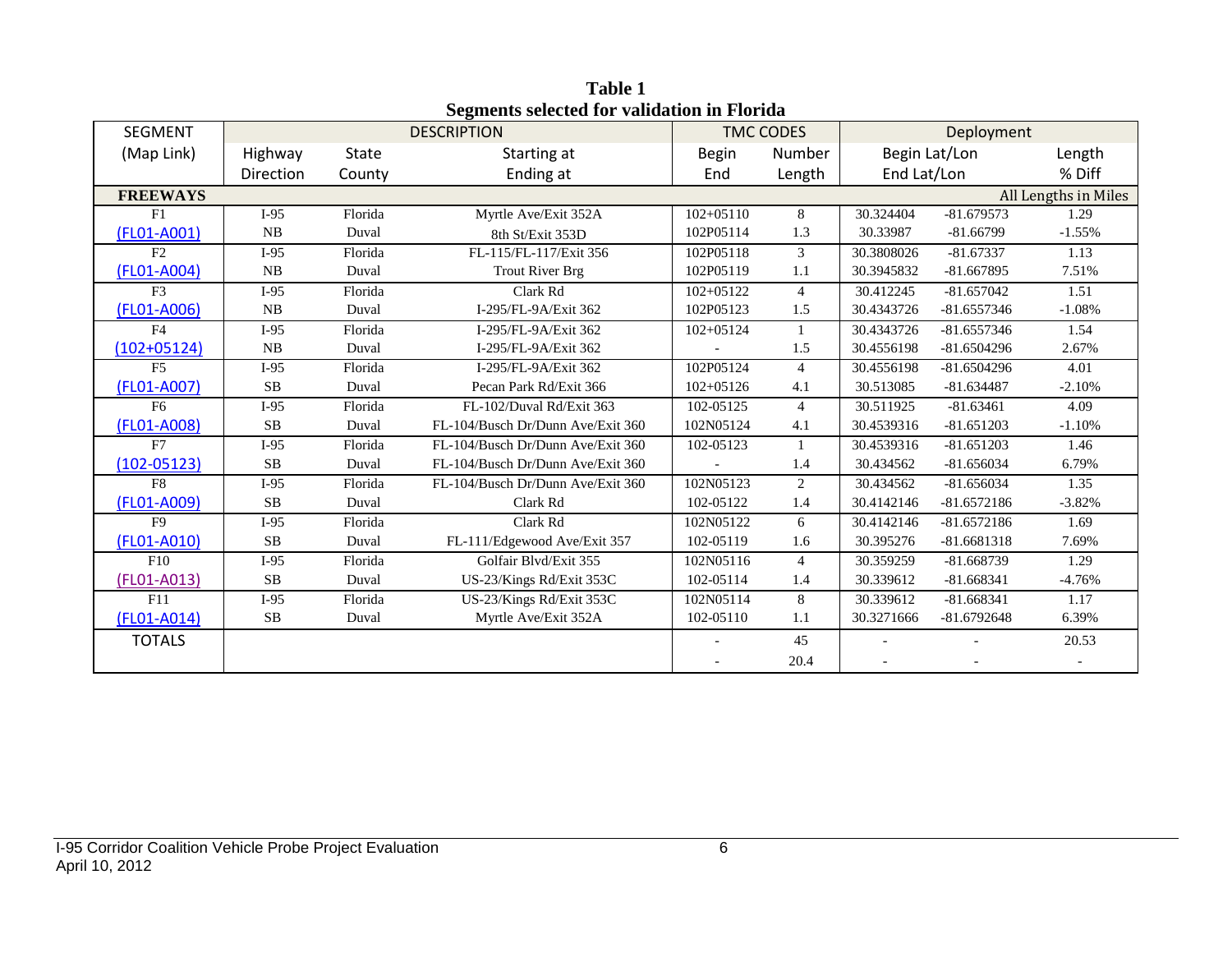**Table 1**
**Segments selected for validation in Florida**

| SEGMENT | DESCRIPTION | | | | TMC CODES | | Deployment | | |
|---|---|---|---|---|---|---|---|---|---|
| (Map Link) | Highway Direction | State County | Starting at Ending at | | Begin End | Number Length | Begin Lat/Lon End Lat/Lon | | Length % Diff |
| **FREEWAYS** | | | | | | | | | All Lengths in Miles |
| F1 | I-95 | Florida | Myrtle Ave/Exit 352A | | 102+05110 | 8 | 30.324404 | -81.679573 | 1.29 |
| (FL01-A001) | NB | Duval | 8th St/Exit 353D | | 102P05114 | 1.3 | 30.33987 | -81.66799 | -1.55% |
| F2 | I-95 | Florida | FL-115/FL-117/Exit 356 | | 102P05118 | 3 | 30.3808026 | -81.67337 | 1.13 |
| (FL01-A004) | NB | Duval | Trout River Brg | | 102P05119 | 1.1 | 30.3945832 | -81.667895 | 7.51% |
| F3 | I-95 | Florida | Clark Rd | | 102+05122 | 4 | 30.412245 | -81.657042 | 1.51 |
| (FL01-A006) | NB | Duval | I-295/FL-9A/Exit 362 | | 102P05123 | 1.5 | 30.4343726 | -81.6557346 | -1.08% |
| F4 | I-95 | Florida | I-295/FL-9A/Exit 362 | | 102+05124 | 1 | 30.4343726 | -81.6557346 | 1.54 |
| (102+05124) | NB | Duval | I-295/FL-9A/Exit 362 | | - | 1.5 | 30.4556198 | -81.6504296 | 2.67% |
| F5 | I-95 | Florida | I-295/FL-9A/Exit 362 | | 102P05124 | 4 | 30.4556198 | -81.6504296 | 4.01 |
| (FL01-A007) | SB | Duval | Pecan Park Rd/Exit 366 | | 102+05126 | 4.1 | 30.513085 | -81.634487 | -2.10% |
| F6 | I-95 | Florida | FL-102/Duval Rd/Exit 363 | | 102-05125 | 4 | 30.511925 | -81.63461 | 4.09 |
| (FL01-A008) | SB | Duval | FL-104/Busch Dr/Dunn Ave/Exit 360 | | 102N05124 | 4.1 | 30.4539316 | -81.651203 | -1.10% |
| F7 | I-95 | Florida | FL-104/Busch Dr/Dunn Ave/Exit 360 | | 102-05123 | 1 | 30.4539316 | -81.651203 | 1.46 |
| (102-05123) | SB | Duval | FL-104/Busch Dr/Dunn Ave/Exit 360 | | - | 1.4 | 30.434562 | -81.656034 | 6.79% |
| F8 | I-95 | Florida | FL-104/Busch Dr/Dunn Ave/Exit 360 | | 102N05123 | 2 | 30.434562 | -81.656034 | 1.35 |
| (FL01-A009) | SB | Duval | Clark Rd | | 102-05122 | 1.4 | 30.4142146 | -81.6572186 | -3.82% |
| F9 | I-95 | Florida | Clark Rd | | 102N05122 | 6 | 30.4142146 | -81.6572186 | 1.69 |
| (FL01-A010) | SB | Duval | FL-111/Edgewood Ave/Exit 357 | | 102-05119 | 1.6 | 30.395276 | -81.6681318 | 7.69% |
| F10 | I-95 | Florida | Golfair Blvd/Exit 355 | | 102N05116 | 4 | 30.359259 | -81.668739 | 1.29 |
| (FL01-A013) | SB | Duval | US-23/Kings Rd/Exit 353C | | 102-05114 | 1.4 | 30.339612 | -81.668341 | -4.76% |
| F11 | I-95 | Florida | US-23/Kings Rd/Exit 353C | | 102N05114 | 8 | 30.339612 | -81.668341 | 1.17 |
| (FL01-A014) | SB | Duval | Myrtle Ave/Exit 352A | | 102-05110 | 1.1 | 30.3271666 | -81.6792648 | 6.39% |
| TOTALS | | | | | - | 45 | - | - | 20.53 |
| | | | | | - | 20.4 | - | - | - |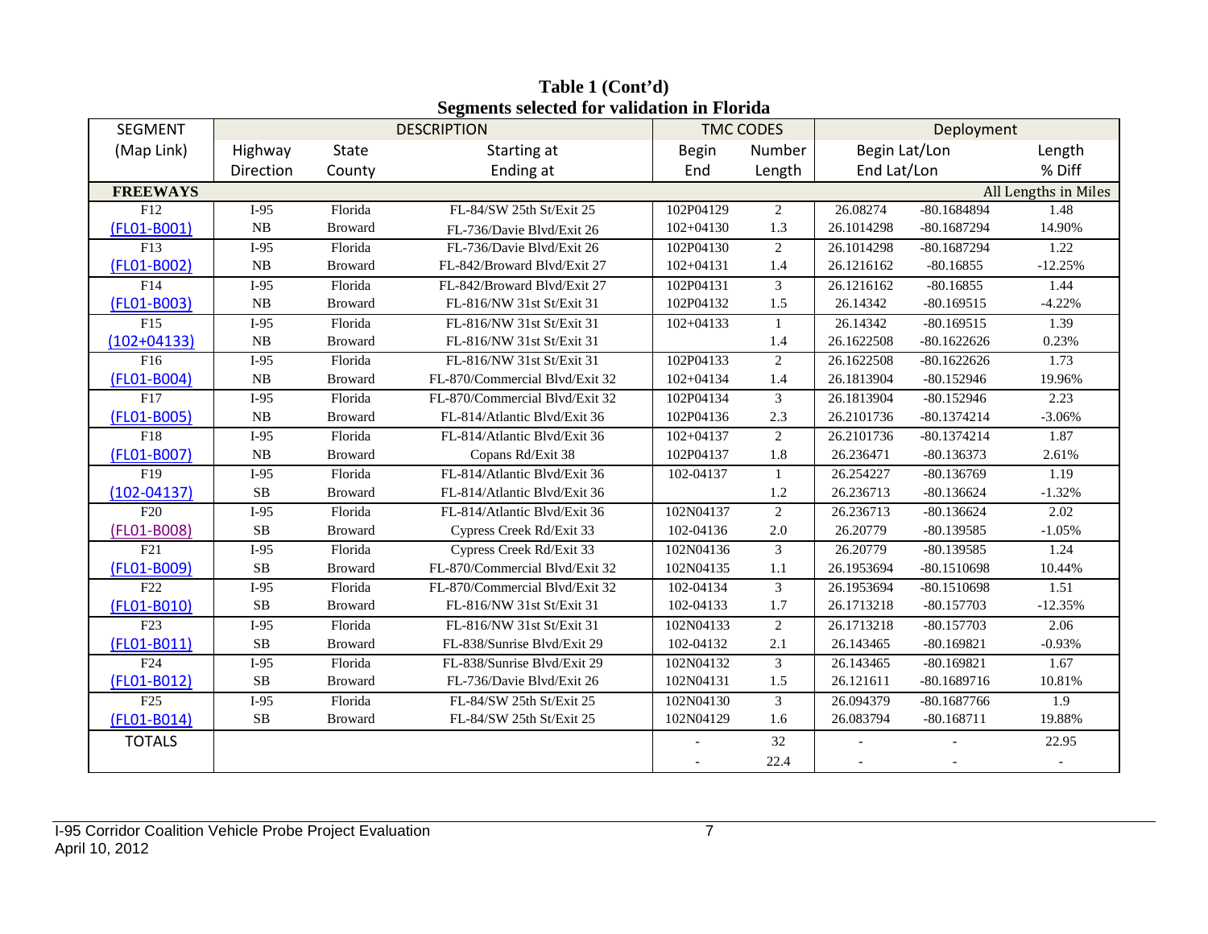**Table 1 (Cont'd)**
**Segments selected for validation in Florida**

| SEGMENT | DESCRIPTION | | | TMC CODES | | Deployment | | |
|---|---|---|---|---|---|---|---|---|
| (Map Link) | Highway Direction | State County | Starting at / Ending at | Begin / End | Number / Length | Begin Lat/Lon / End Lat/Lon | | Length / % Diff |
| **FREEWAYS** | | | | | | | | All Lengths in Miles |
| F12 | I-95 | Florida | FL-84/SW 25th St/Exit 25 | 102P04129 | 2 | 26.08274 | -80.1684894 | 1.48 |
| (FL01-B001) | NB | Broward | FL-736/Davie Blvd/Exit 26 | 102+04130 | 1.3 | 26.1014298 | -80.1687294 | 14.90% |
| F13 | I-95 | Florida | FL-736/Davie Blvd/Exit 26 | 102P04130 | 2 | 26.1014298 | -80.1687294 | 1.22 |
| (FL01-B002) | NB | Broward | FL-842/Broward Blvd/Exit 27 | 102+04131 | 1.4 | 26.1216162 | -80.16855 | -12.25% |
| F14 | I-95 | Florida | FL-842/Broward Blvd/Exit 27 | 102P04131 | 3 | 26.1216162 | -80.16855 | 1.44 |
| (FL01-B003) | NB | Broward | FL-816/NW 31st St/Exit 31 | 102P04132 | 1.5 | 26.14342 | -80.169515 | -4.22% |
| F15 | I-95 | Florida | FL-816/NW 31st St/Exit 31 | 102+04133 | 1 | 26.14342 | -80.169515 | 1.39 |
| (102+04133) | NB | Broward | FL-816/NW 31st St/Exit 31 | | 1.4 | 26.1622508 | -80.1622626 | 0.23% |
| F16 | I-95 | Florida | FL-816/NW 31st St/Exit 31 | 102P04133 | 2 | 26.1622508 | -80.1622626 | 1.73 |
| (FL01-B004) | NB | Broward | FL-870/Commercial Blvd/Exit 32 | 102+04134 | 1.4 | 26.1813904 | -80.152946 | 19.96% |
| F17 | I-95 | Florida | FL-870/Commercial Blvd/Exit 32 | 102P04134 | 3 | 26.1813904 | -80.152946 | 2.23 |
| (FL01-B005) | NB | Broward | FL-814/Atlantic Blvd/Exit 36 | 102P04136 | 2.3 | 26.2101736 | -80.1374214 | -3.06% |
| F18 | I-95 | Florida | FL-814/Atlantic Blvd/Exit 36 | 102+04137 | 2 | 26.2101736 | -80.1374214 | 1.87 |
| (FL01-B007) | NB | Broward | Copans Rd/Exit 38 | 102P04137 | 1.8 | 26.236471 | -80.136373 | 2.61% |
| F19 | I-95 | Florida | FL-814/Atlantic Blvd/Exit 36 | 102-04137 | 1 | 26.254227 | -80.136769 | 1.19 |
| (102-04137) | SB | Broward | FL-814/Atlantic Blvd/Exit 36 | | 1.2 | 26.236713 | -80.136624 | -1.32% |
| F20 | I-95 | Florida | FL-814/Atlantic Blvd/Exit 36 | 102N04137 | 2 | 26.236713 | -80.136624 | 2.02 |
| (FL01-B008) | SB | Broward | Cypress Creek Rd/Exit 33 | 102-04136 | 2.0 | 26.20779 | -80.139585 | -1.05% |
| F21 | I-95 | Florida | Cypress Creek Rd/Exit 33 | 102N04136 | 3 | 26.20779 | -80.139585 | 1.24 |
| (FL01-B009) | SB | Broward | FL-870/Commercial Blvd/Exit 32 | 102N04135 | 1.1 | 26.1953694 | -80.1510698 | 10.44% |
| F22 | I-95 | Florida | FL-870/Commercial Blvd/Exit 32 | 102-04134 | 3 | 26.1953694 | -80.1510698 | 1.51 |
| (FL01-B010) | SB | Broward | FL-816/NW 31st St/Exit 31 | 102-04133 | 1.7 | 26.1713218 | -80.157703 | -12.35% |
| F23 | I-95 | Florida | FL-816/NW 31st St/Exit 31 | 102N04133 | 2 | 26.1713218 | -80.157703 | 2.06 |
| (FL01-B011) | SB | Broward | FL-838/Sunrise Blvd/Exit 29 | 102-04132 | 2.1 | 26.143465 | -80.169821 | -0.93% |
| F24 | I-95 | Florida | FL-838/Sunrise Blvd/Exit 29 | 102N04132 | 3 | 26.143465 | -80.169821 | 1.67 |
| (FL01-B012) | SB | Broward | FL-736/Davie Blvd/Exit 26 | 102N04131 | 1.5 | 26.121611 | -80.1689716 | 10.81% |
| F25 | I-95 | Florida | FL-84/SW 25th St/Exit 25 | 102N04130 | 3 | 26.094379 | -80.1687766 | 1.9 |
| (FL01-B014) | SB | Broward | FL-84/SW 25th St/Exit 25 | 102N04129 | 1.6 | 26.083794 | -80.168711 | 19.88% |
| TOTALS | | | | - | 32 | - | - | 22.95 |
| | | | | - | 22.4 | - | - | - |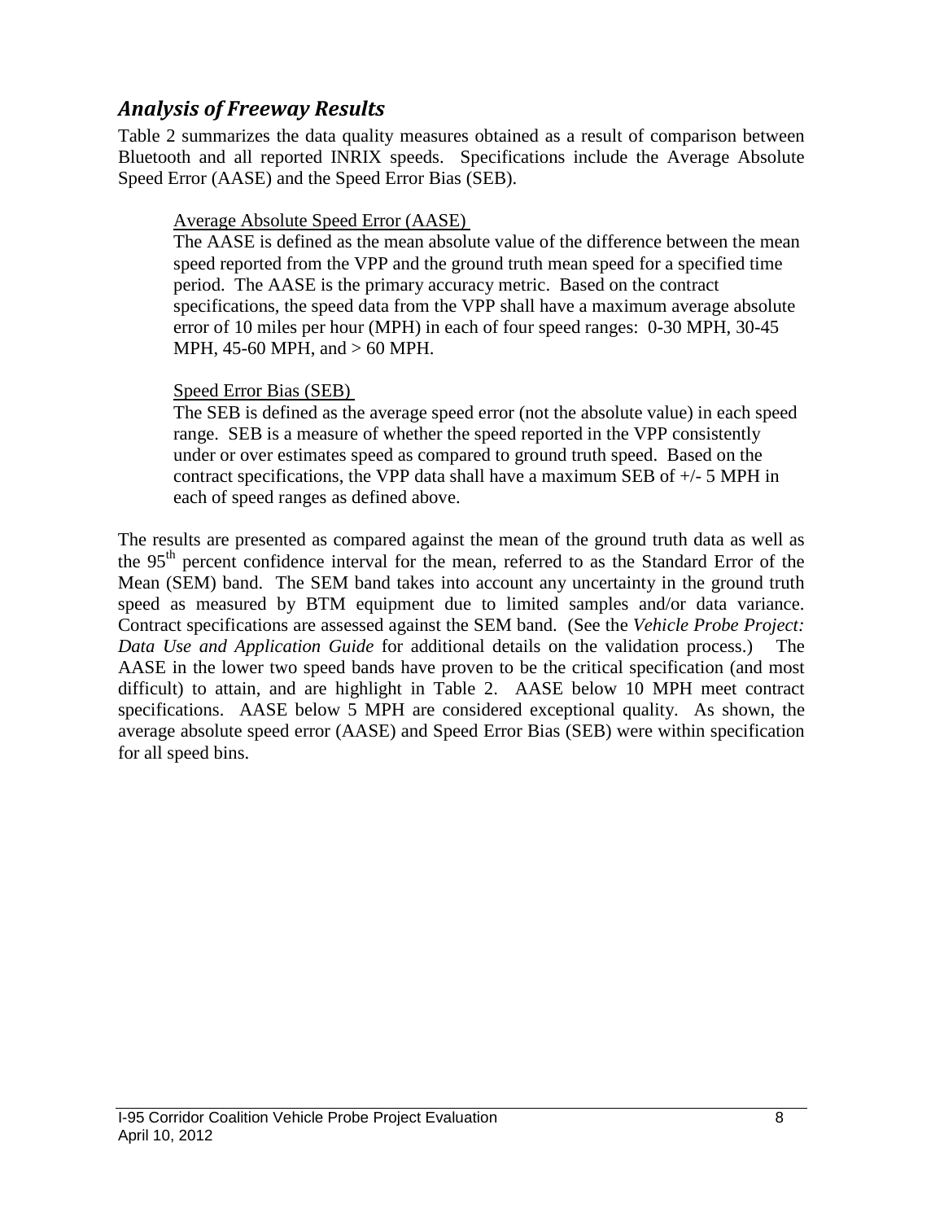## *Analysis of Freeway Results*

Table 2 summarizes the data quality measures obtained as a result of comparison between Bluetooth and all reported INRIX speeds. Specifications include the Average Absolute Speed Error (AASE) and the Speed Error Bias (SEB).

> Average Absolute Speed Error (AASE)
>
> The AASE is defined as the mean absolute value of the difference between the mean speed reported from the VPP and the ground truth mean speed for a specified time period. The AASE is the primary accuracy metric. Based on the contract specifications, the speed data from the VPP shall have a maximum average absolute error of 10 miles per hour (MPH) in each of four speed ranges: 0-30 MPH, 30-45 MPH, 45-60 MPH, and > 60 MPH.
>
> Speed Error Bias (SEB)
>
> The SEB is defined as the average speed error (not the absolute value) in each speed range. SEB is a measure of whether the speed reported in the VPP consistently under or over estimates speed as compared to ground truth speed. Based on the contract specifications, the VPP data shall have a maximum SEB of +/- 5 MPH in each of speed ranges as defined above.

The results are presented as compared against the mean of the ground truth data as well as the 95th percent confidence interval for the mean, referred to as the Standard Error of the Mean (SEM) band. The SEM band takes into account any uncertainty in the ground truth speed as measured by BTM equipment due to limited samples and/or data variance. Contract specifications are assessed against the SEM band. (See the *Vehicle Probe Project: Data Use and Application Guide* for additional details on the validation process.) The AASE in the lower two speed bands have proven to be the critical specification (and most difficult) to attain, and are highlight in Table 2. AASE below 10 MPH meet contract specifications. AASE below 5 MPH are considered exceptional quality. As shown, the average absolute speed error (AASE) and Speed Error Bias (SEB) were within specification for all speed bins.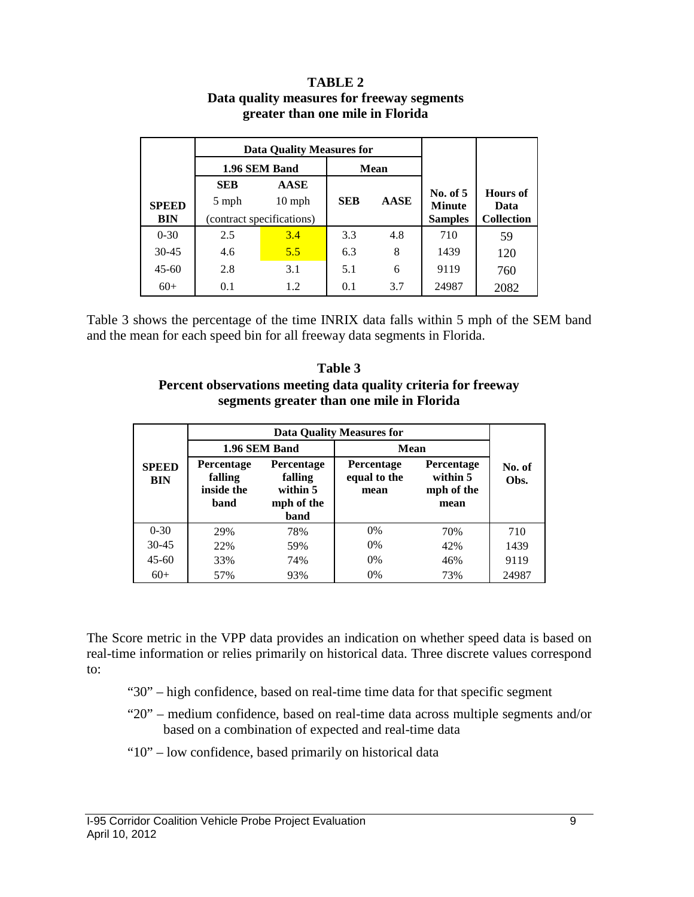**TABLE 2**
**Data quality measures for freeway segments greater than one mile in Florida**

| SPEED BIN | Data Quality Measures for | | | | No. of 5 Minute Samples | Hours of Data Collection |
|---|---|---|---|---|---|---|
| | 1.96 SEM Band | | Mean | | | |
| | SEB 5 mph (contract specifications) | AASE 10 mph (contract specifications) | SEB | AASE | | |
| 0-30 | 2.5 | 3.4 | 3.3 | 4.8 | 710 | 59 |
| 30-45 | 4.6 | 5.5 | 6.3 | 8 | 1439 | 120 |
| 45-60 | 2.8 | 3.1 | 5.1 | 6 | 9119 | 760 |
| 60+ | 0.1 | 1.2 | 0.1 | 3.7 | 24987 | 2082 |

Table 3 shows the percentage of the time INRIX data falls within 5 mph of the SEM band and the mean for each speed bin for all freeway data segments in Florida.

**Table 3**
**Percent observations meeting data quality criteria for freeway segments greater than one mile in Florida**

| SPEED BIN | Data Quality Measures for | | | | No. of Obs. |
|---|---|---|---|---|---|
| | 1.96 SEM Band | | Mean | | |
| | Percentage falling inside the band | Percentage falling within 5 mph of the band | Percentage equal to the mean | Percentage within 5 mph of the mean | |
| 0-30 | 29% | 78% | 0% | 70% | 710 |
| 30-45 | 22% | 59% | 0% | 42% | 1439 |
| 45-60 | 33% | 74% | 0% | 46% | 9119 |
| 60+ | 57% | 93% | 0% | 73% | 24987 |

The Score metric in the VPP data provides an indication on whether speed data is based on real-time information or relies primarily on historical data. Three discrete values correspond to:

"30" – high confidence, based on real-time time data for that specific segment

"20" – medium confidence, based on real-time data across multiple segments and/or based on a combination of expected and real-time data

"10" – low confidence, based primarily on historical data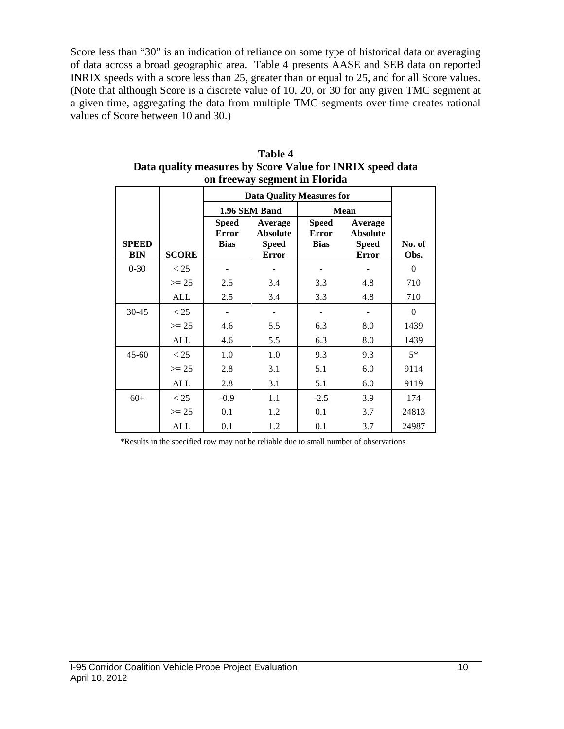Score less than "30" is an indication of reliance on some type of historical data or averaging of data across a broad geographic area. Table 4 presents AASE and SEB data on reported INRIX speeds with a score less than 25, greater than or equal to 25, and for all Score values. (Note that although Score is a discrete value of 10, 20, or 30 for any given TMC segment at a given time, aggregating the data from multiple TMC segments over time creates rational values of Score between 10 and 30.)

**Table 4**
**Data quality measures by Score Value for INRIX speed data on freeway segment in Florida**

| | | Data Quality Measures for | | | | |
|---|---|---|---|---|---|---|
| | | 1.96 SEM Band | | Mean | | |
| **SPEED BIN** | **SCORE** | **Speed Error Bias** | **Average Absolute Speed Error** | **Speed Error Bias** | **Average Absolute Speed Error** | **No. of Obs.** |
| 0-30 | < 25 | - | - | - | - | 0 |
| | >= 25 | 2.5 | 3.4 | 3.3 | 4.8 | 710 |
| | ALL | 2.5 | 3.4 | 3.3 | 4.8 | 710 |
| 30-45 | < 25 | - | - | - | - | 0 |
| | >= 25 | 4.6 | 5.5 | 6.3 | 8.0 | 1439 |
| | ALL | 4.6 | 5.5 | 6.3 | 8.0 | 1439 |
| 45-60 | < 25 | 1.0 | 1.0 | 9.3 | 9.3 | 5* |
| | >= 25 | 2.8 | 3.1 | 5.1 | 6.0 | 9114 |
| | ALL | 2.8 | 3.1 | 5.1 | 6.0 | 9119 |
| 60+ | < 25 | -0.9 | 1.1 | -2.5 | 3.9 | 174 |
| | >= 25 | 0.1 | 1.2 | 0.1 | 3.7 | 24813 |
| | ALL | 0.1 | 1.2 | 0.1 | 3.7 | 24987 |

*Results in the specified row may not be reliable due to small number of observations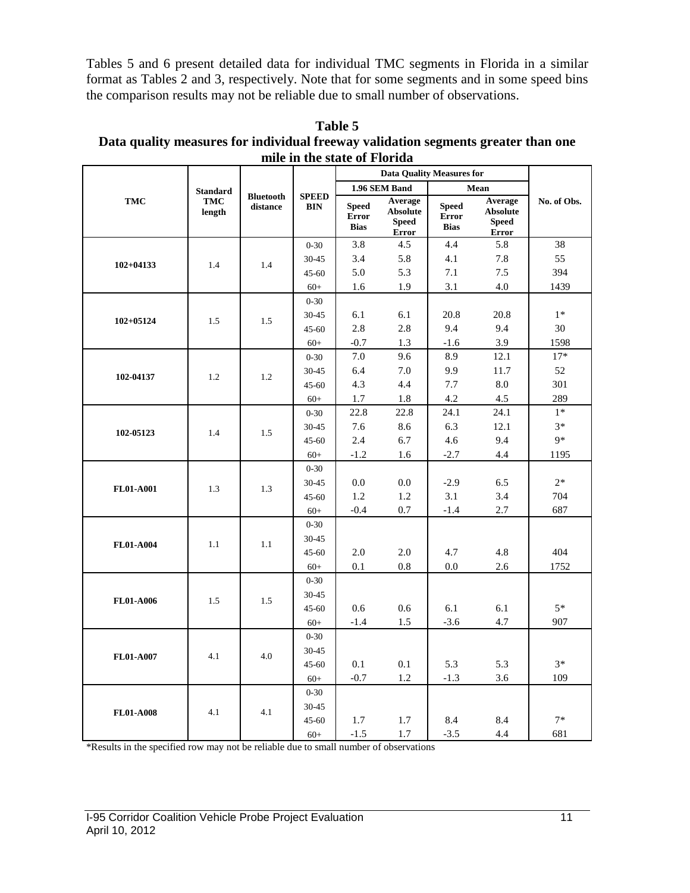Tables 5 and 6 present detailed data for individual TMC segments in Florida in a similar format as Tables 2 and 3, respectively. Note that for some segments and in some speed bins the comparison results may not be reliable due to small number of observations.

**Table 5**
**Data quality measures for individual freeway validation segments greater than one mile in the state of Florida**

| TMC | Standard TMC length | Bluetooth distance | SPEED BIN | Data Quality Measures for | | | | No. of Obs. |
|---|---|---|---|---|---|---|---|---|
| | | | | 1.96 SEM Band | | Mean | | |
| | | | | Speed Error Bias | Average Absolute Speed Error | Speed Error Bias | Average Absolute Speed Error | |
| 102+04133 | 1.4 | 1.4 | 0-30 | 3.8 | 4.5 | 4.4 | 5.8 | 38 |
| | | | 30-45 | 3.4 | 5.8 | 4.1 | 7.8 | 55 |
| | | | 45-60 | 5.0 | 5.3 | 7.1 | 7.5 | 394 |
| | | | 60+ | 1.6 | 1.9 | 3.1 | 4.0 | 1439 |
| 102+05124 | 1.5 | 1.5 | 0-30 | | | | | |
| | | | 30-45 | 6.1 | 6.1 | 20.8 | 20.8 | 1* |
| | | | 45-60 | 2.8 | 2.8 | 9.4 | 9.4 | 30 |
| | | | 60+ | -0.7 | 1.3 | -1.6 | 3.9 | 1598 |
| 102-04137 | 1.2 | 1.2 | 0-30 | 7.0 | 9.6 | 8.9 | 12.1 | 17* |
| | | | 30-45 | 6.4 | 7.0 | 9.9 | 11.7 | 52 |
| | | | 45-60 | 4.3 | 4.4 | 7.7 | 8.0 | 301 |
| | | | 60+ | 1.7 | 1.8 | 4.2 | 4.5 | 289 |
| 102-05123 | 1.4 | 1.5 | 0-30 | 22.8 | 22.8 | 24.1 | 24.1 | 1* |
| | | | 30-45 | 7.6 | 8.6 | 6.3 | 12.1 | 3* |
| | | | 45-60 | 2.4 | 6.7 | 4.6 | 9.4 | 9* |
| | | | 60+ | -1.2 | 1.6 | -2.7 | 4.4 | 1195 |
| FL01-A001 | 1.3 | 1.3 | 0-30 | | | | | |
| | | | 30-45 | 0.0 | 0.0 | -2.9 | 6.5 | 2* |
| | | | 45-60 | 1.2 | 1.2 | 3.1 | 3.4 | 704 |
| | | | 60+ | -0.4 | 0.7 | -1.4 | 2.7 | 687 |
| FL01-A004 | 1.1 | 1.1 | 0-30 | | | | | |
| | | | 30-45 | | | | | |
| | | | 45-60 | 2.0 | 2.0 | 4.7 | 4.8 | 404 |
| | | | 60+ | 0.1 | 0.8 | 0.0 | 2.6 | 1752 |
| FL01-A006 | 1.5 | 1.5 | 0-30 | | | | | |
| | | | 30-45 | | | | | |
| | | | 45-60 | 0.6 | 0.6 | 6.1 | 6.1 | 5* |
| | | | 60+ | -1.4 | 1.5 | -3.6 | 4.7 | 907 |
| FL01-A007 | 4.1 | 4.0 | 0-30 | | | | | |
| | | | 30-45 | | | | | |
| | | | 45-60 | 0.1 | 0.1 | 5.3 | 5.3 | 3* |
| | | | 60+ | -0.7 | 1.2 | -1.3 | 3.6 | 109 |
| FL01-A008 | 4.1 | 4.1 | 0-30 | | | | | |
| | | | 30-45 | | | | | |
| | | | 45-60 | 1.7 | 1.7 | 8.4 | 8.4 | 7* |
| | | | 60+ | -1.5 | 1.7 | -3.5 | 4.4 | 681 |

*Results in the specified row may not be reliable due to small number of observations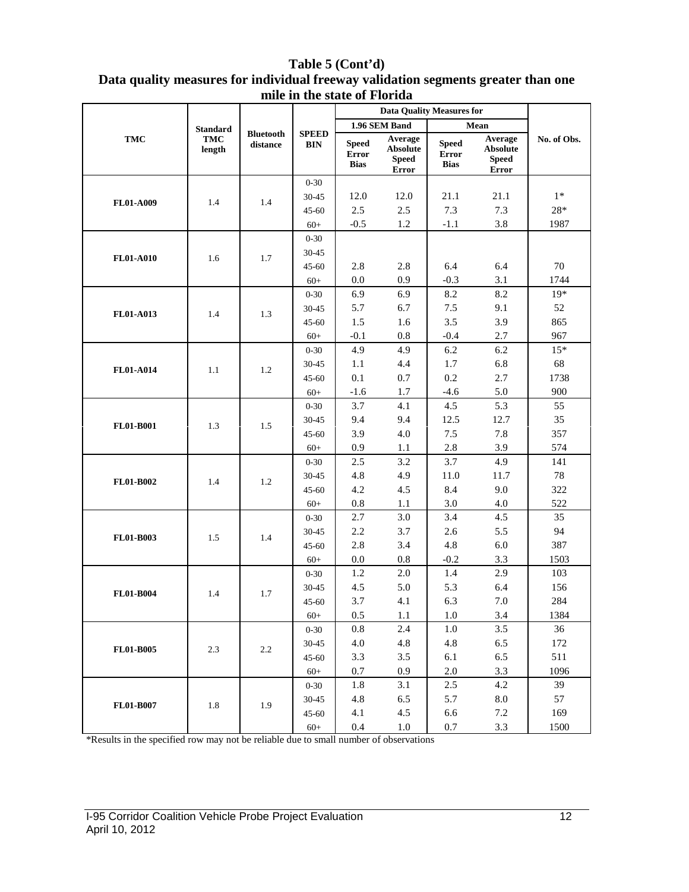**Table 5 (Cont'd)**
**Data quality measures for individual freeway validation segments greater than one mile in the state of Florida**

| TMC | Standard TMC length | Bluetooth distance | SPEED BIN | Data Quality Measures for 1.96 SEM Band Speed Error Bias | Data Quality Measures for 1.96 SEM Band Average Absolute Speed Error | Data Quality Measures for Mean Speed Error Bias | Data Quality Measures for Mean Average Absolute Speed Error | No. of Obs. |
|---|---|---|---|---|---|---|---|---|
| FL01-A009 | 1.4 | 1.4 | 0-30 | | | | | |
| | | | 30-45 | 12.0 | 12.0 | 21.1 | 21.1 | 1* |
| | | | 45-60 | 2.5 | 2.5 | 7.3 | 7.3 | 28* |
| | | | 60+ | -0.5 | 1.2 | -1.1 | 3.8 | 1987 |
| FL01-A010 | 1.6 | 1.7 | 0-30 | | | | | |
| | | | 30-45 | | | | | |
| | | | 45-60 | 2.8 | 2.8 | 6.4 | 6.4 | 70 |
| | | | 60+ | 0.0 | 0.9 | -0.3 | 3.1 | 1744 |
| FL01-A013 | 1.4 | 1.3 | 0-30 | 6.9 | 6.9 | 8.2 | 8.2 | 19* |
| | | | 30-45 | 5.7 | 6.7 | 7.5 | 9.1 | 52 |
| | | | 45-60 | 1.5 | 1.6 | 3.5 | 3.9 | 865 |
| | | | 60+ | -0.1 | 0.8 | -0.4 | 2.7 | 967 |
| FL01-A014 | 1.1 | 1.2 | 0-30 | 4.9 | 4.9 | 6.2 | 6.2 | 15* |
| | | | 30-45 | 1.1 | 4.4 | 1.7 | 6.8 | 68 |
| | | | 45-60 | 0.1 | 0.7 | 0.2 | 2.7 | 1738 |
| | | | 60+ | -1.6 | 1.7 | -4.6 | 5.0 | 900 |
| FL01-B001 | 1.3 | 1.5 | 0-30 | 3.7 | 4.1 | 4.5 | 5.3 | 55 |
| | | | 30-45 | 9.4 | 9.4 | 12.5 | 12.7 | 35 |
| | | | 45-60 | 3.9 | 4.0 | 7.5 | 7.8 | 357 |
| | | | 60+ | 0.9 | 1.1 | 2.8 | 3.9 | 574 |
| FL01-B002 | 1.4 | 1.2 | 0-30 | 2.5 | 3.2 | 3.7 | 4.9 | 141 |
| | | | 30-45 | 4.8 | 4.9 | 11.0 | 11.7 | 78 |
| | | | 45-60 | 4.2 | 4.5 | 8.4 | 9.0 | 322 |
| | | | 60+ | 0.8 | 1.1 | 3.0 | 4.0 | 522 |
| FL01-B003 | 1.5 | 1.4 | 0-30 | 2.7 | 3.0 | 3.4 | 4.5 | 35 |
| | | | 30-45 | 2.2 | 3.7 | 2.6 | 5.5 | 94 |
| | | | 45-60 | 2.8 | 3.4 | 4.8 | 6.0 | 387 |
| | | | 60+ | 0.0 | 0.8 | -0.2 | 3.3 | 1503 |
| FL01-B004 | 1.4 | 1.7 | 0-30 | 1.2 | 2.0 | 1.4 | 2.9 | 103 |
| | | | 30-45 | 4.5 | 5.0 | 5.3 | 6.4 | 156 |
| | | | 45-60 | 3.7 | 4.1 | 6.3 | 7.0 | 284 |
| | | | 60+ | 0.5 | 1.1 | 1.0 | 3.4 | 1384 |
| FL01-B005 | 2.3 | 2.2 | 0-30 | 0.8 | 2.4 | 1.0 | 3.5 | 36 |
| | | | 30-45 | 4.0 | 4.8 | 4.8 | 6.5 | 172 |
| | | | 45-60 | 3.3 | 3.5 | 6.1 | 6.5 | 511 |
| | | | 60+ | 0.7 | 0.9 | 2.0 | 3.3 | 1096 |
| FL01-B007 | 1.8 | 1.9 | 0-30 | 1.8 | 3.1 | 2.5 | 4.2 | 39 |
| | | | 30-45 | 4.8 | 6.5 | 5.7 | 8.0 | 57 |
| | | | 45-60 | 4.1 | 4.5 | 6.6 | 7.2 | 169 |
| | | | 60+ | 0.4 | 1.0 | 0.7 | 3.3 | 1500 |

*Results in the specified row may not be reliable due to small number of observations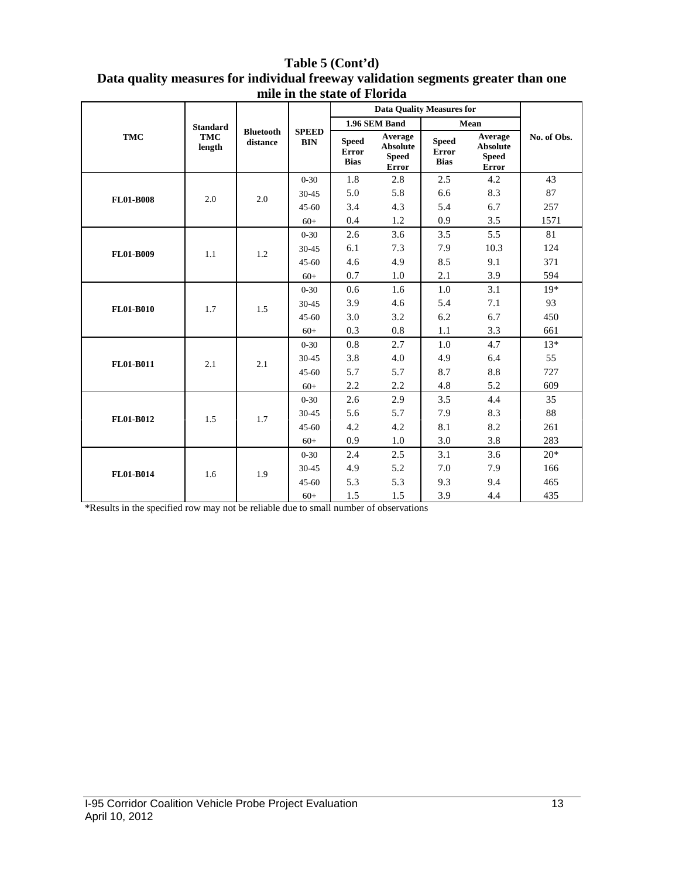**Table 5 (Cont'd)**
**Data quality measures for individual freeway validation segments greater than one mile in the state of Florida**

| TMC | Standard TMC length | Bluetooth distance | SPEED BIN | Data Quality Measures for 1.96 SEM Band: Speed Error Bias | Data Quality Measures for 1.96 SEM Band: Average Absolute Speed Error | Data Quality Measures for Mean: Speed Error Bias | Data Quality Measures for Mean: Average Absolute Speed Error | No. of Obs. |
|---|---|---|---|---|---|---|---|---|
| FL01-B008 | 2.0 | 2.0 | 0-30 | 1.8 | 2.8 | 2.5 | 4.2 | 43 |
| | | | 30-45 | 5.0 | 5.8 | 6.6 | 8.3 | 87 |
| | | | 45-60 | 3.4 | 4.3 | 5.4 | 6.7 | 257 |
| | | | 60+ | 0.4 | 1.2 | 0.9 | 3.5 | 1571 |
| FL01-B009 | 1.1 | 1.2 | 0-30 | 2.6 | 3.6 | 3.5 | 5.5 | 81 |
| | | | 30-45 | 6.1 | 7.3 | 7.9 | 10.3 | 124 |
| | | | 45-60 | 4.6 | 4.9 | 8.5 | 9.1 | 371 |
| | | | 60+ | 0.7 | 1.0 | 2.1 | 3.9 | 594 |
| FL01-B010 | 1.7 | 1.5 | 0-30 | 0.6 | 1.6 | 1.0 | 3.1 | 19* |
| | | | 30-45 | 3.9 | 4.6 | 5.4 | 7.1 | 93 |
| | | | 45-60 | 3.0 | 3.2 | 6.2 | 6.7 | 450 |
| | | | 60+ | 0.3 | 0.8 | 1.1 | 3.3 | 661 |
| FL01-B011 | 2.1 | 2.1 | 0-30 | 0.8 | 2.7 | 1.0 | 4.7 | 13* |
| | | | 30-45 | 3.8 | 4.0 | 4.9 | 6.4 | 55 |
| | | | 45-60 | 5.7 | 5.7 | 8.7 | 8.8 | 727 |
| | | | 60+ | 2.2 | 2.2 | 4.8 | 5.2 | 609 |
| FL01-B012 | 1.5 | 1.7 | 0-30 | 2.6 | 2.9 | 3.5 | 4.4 | 35 |
| | | | 30-45 | 5.6 | 5.7 | 7.9 | 8.3 | 88 |
| | | | 45-60 | 4.2 | 4.2 | 8.1 | 8.2 | 261 |
| | | | 60+ | 0.9 | 1.0 | 3.0 | 3.8 | 283 |
| FL01-B014 | 1.6 | 1.9 | 0-30 | 2.4 | 2.5 | 3.1 | 3.6 | 20* |
| | | | 30-45 | 4.9 | 5.2 | 7.0 | 7.9 | 166 |
| | | | 45-60 | 5.3 | 5.3 | 9.3 | 9.4 | 465 |
| | | | 60+ | 1.5 | 1.5 | 3.9 | 4.4 | 435 |

*Results in the specified row may not be reliable due to small number of observations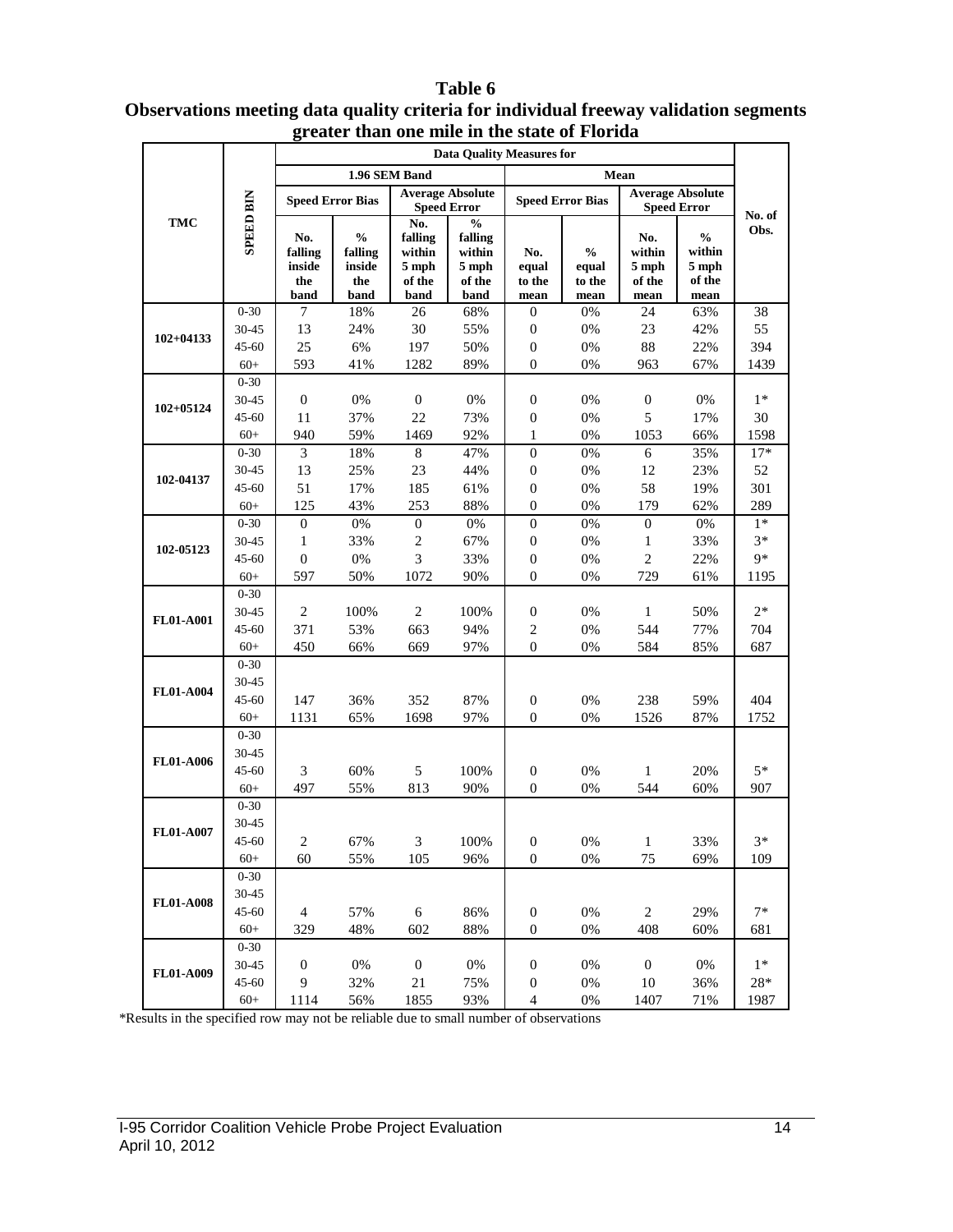**Table 6**
**Observations meeting data quality criteria for individual freeway validation segments greater than one mile in the state of Florida**

| TMC | SPEED BIN | Data Quality Measures for | | | | | | | | No. of Obs. |
|---|---|---|---|---|---|---|---|---|---|---|
| | | 1.96 SEM Band | | | | Mean | | | | |
| | | Speed Error Bias | | Average Absolute Speed Error | | Speed Error Bias | | Average Absolute Speed Error | | |
| | | No. falling inside the band | % falling inside the band | No. falling within 5 mph of the band | % falling within 5 mph of the band | No. equal to the mean | % equal to the mean | No. within 5 mph of the mean | % within 5 mph of the mean | |
| 102+04133 | 0-30 | 7 | 18% | 26 | 68% | 0 | 0% | 24 | 63% | 38 |
| | 30-45 | 13 | 24% | 30 | 55% | 0 | 0% | 23 | 42% | 55 |
| | 45-60 | 25 | 6% | 197 | 50% | 0 | 0% | 88 | 22% | 394 |
| | 60+ | 593 | 41% | 1282 | 89% | 0 | 0% | 963 | 67% | 1439 |
| 102+05124 | 0-30 | | | | | | | | | |
| | 30-45 | 0 | 0% | 0 | 0% | 0 | 0% | 0 | 0% | 1* |
| | 45-60 | 11 | 37% | 22 | 73% | 0 | 0% | 5 | 17% | 30 |
| | 60+ | 940 | 59% | 1469 | 92% | 1 | 0% | 1053 | 66% | 1598 |
| 102-04137 | 0-30 | 3 | 18% | 8 | 47% | 0 | 0% | 6 | 35% | 17* |
| | 30-45 | 13 | 25% | 23 | 44% | 0 | 0% | 12 | 23% | 52 |
| | 45-60 | 51 | 17% | 185 | 61% | 0 | 0% | 58 | 19% | 301 |
| | 60+ | 125 | 43% | 253 | 88% | 0 | 0% | 179 | 62% | 289 |
| 102-05123 | 0-30 | 0 | 0% | 0 | 0% | 0 | 0% | 0 | 0% | 1* |
| | 30-45 | 1 | 33% | 2 | 67% | 0 | 0% | 1 | 33% | 3* |
| | 45-60 | 0 | 0% | 3 | 33% | 0 | 0% | 2 | 22% | 9* |
| | 60+ | 597 | 50% | 1072 | 90% | 0 | 0% | 729 | 61% | 1195 |
| FL01-A001 | 0-30 | | | | | | | | | |
| | 30-45 | 2 | 100% | 2 | 100% | 0 | 0% | 1 | 50% | 2* |
| | 45-60 | 371 | 53% | 663 | 94% | 2 | 0% | 544 | 77% | 704 |
| | 60+ | 450 | 66% | 669 | 97% | 0 | 0% | 584 | 85% | 687 |
| FL01-A004 | 0-30 | | | | | | | | | |
| | 30-45 | | | | | | | | | |
| | 45-60 | 147 | 36% | 352 | 87% | 0 | 0% | 238 | 59% | 404 |
| | 60+ | 1131 | 65% | 1698 | 97% | 0 | 0% | 1526 | 87% | 1752 |
| FL01-A006 | 0-30 | | | | | | | | | |
| | 30-45 | | | | | | | | | |
| | 45-60 | 3 | 60% | 5 | 100% | 0 | 0% | 1 | 20% | 5* |
| | 60+ | 497 | 55% | 813 | 90% | 0 | 0% | 544 | 60% | 907 |
| FL01-A007 | 0-30 | | | | | | | | | |
| | 30-45 | | | | | | | | | |
| | 45-60 | 2 | 67% | 3 | 100% | 0 | 0% | 1 | 33% | 3* |
| | 60+ | 60 | 55% | 105 | 96% | 0 | 0% | 75 | 69% | 109 |
| FL01-A008 | 0-30 | | | | | | | | | |
| | 30-45 | | | | | | | | | |
| | 45-60 | 4 | 57% | 6 | 86% | 0 | 0% | 2 | 29% | 7* |
| | 60+ | 329 | 48% | 602 | 88% | 0 | 0% | 408 | 60% | 681 |
| FL01-A009 | 0-30 | | | | | | | | | |
| | 30-45 | 0 | 0% | 0 | 0% | 0 | 0% | 0 | 0% | 1* |
| | 45-60 | 9 | 32% | 21 | 75% | 0 | 0% | 10 | 36% | 28* |
| | 60+ | 1114 | 56% | 1855 | 93% | 4 | 0% | 1407 | 71% | 1987 |

*Results in the specified row may not be reliable due to small number of observations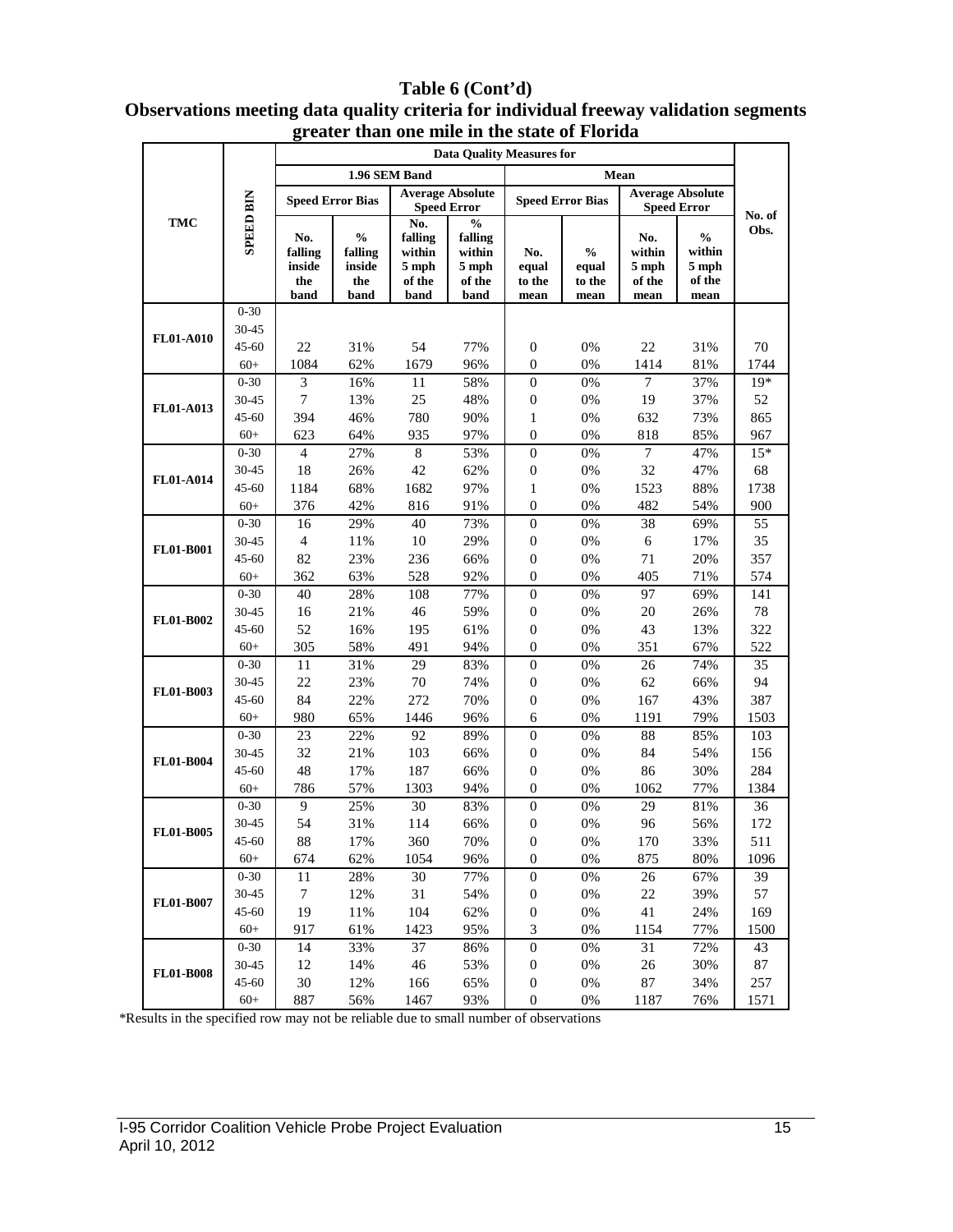**Table 6 (Cont'd)**
**Observations meeting data quality criteria for individual freeway validation segments greater than one mile in the state of Florida**

| TMC | SPEED BIN | Data Quality Measures for | | | | | | | | No. of Obs. |
|---|---|---|---|---|---|---|---|---|---|---|
| | | 1.96 SEM Band | | | | Mean | | | | |
| | | Speed Error Bias | | Average Absolute Speed Error | | Speed Error Bias | | Average Absolute Speed Error | | |
| | | No. falling inside the band | % falling inside the band | No. falling within 5 mph of the band | % falling within 5 mph of the band | No. equal to the mean | % equal to the mean | No. within 5 mph of the mean | % within 5 mph of the mean | |
| FL01-A010 | 0-30 | | | | | | | | | |
| | 30-45 | | | | | | | | | |
| | 45-60 | 22 | 31% | 54 | 77% | 0 | 0% | 22 | 31% | 70 |
| | 60+ | 1084 | 62% | 1679 | 96% | 0 | 0% | 1414 | 81% | 1744 |
| FL01-A013 | 0-30 | 3 | 16% | 11 | 58% | 0 | 0% | 7 | 37% | 19* |
| | 30-45 | 7 | 13% | 25 | 48% | 0 | 0% | 19 | 37% | 52 |
| | 45-60 | 394 | 46% | 780 | 90% | 1 | 0% | 632 | 73% | 865 |
| | 60+ | 623 | 64% | 935 | 97% | 0 | 0% | 818 | 85% | 967 |
| FL01-A014 | 0-30 | 4 | 27% | 8 | 53% | 0 | 0% | 7 | 47% | 15* |
| | 30-45 | 18 | 26% | 42 | 62% | 0 | 0% | 32 | 47% | 68 |
| | 45-60 | 1184 | 68% | 1682 | 97% | 1 | 0% | 1523 | 88% | 1738 |
| | 60+ | 376 | 42% | 816 | 91% | 0 | 0% | 482 | 54% | 900 |
| FL01-B001 | 0-30 | 16 | 29% | 40 | 73% | 0 | 0% | 38 | 69% | 55 |
| | 30-45 | 4 | 11% | 10 | 29% | 0 | 0% | 6 | 17% | 35 |
| | 45-60 | 82 | 23% | 236 | 66% | 0 | 0% | 71 | 20% | 357 |
| | 60+ | 362 | 63% | 528 | 92% | 0 | 0% | 405 | 71% | 574 |
| FL01-B002 | 0-30 | 40 | 28% | 108 | 77% | 0 | 0% | 97 | 69% | 141 |
| | 30-45 | 16 | 21% | 46 | 59% | 0 | 0% | 20 | 26% | 78 |
| | 45-60 | 52 | 16% | 195 | 61% | 0 | 0% | 43 | 13% | 322 |
| | 60+ | 305 | 58% | 491 | 94% | 0 | 0% | 351 | 67% | 522 |
| FL01-B003 | 0-30 | 11 | 31% | 29 | 83% | 0 | 0% | 26 | 74% | 35 |
| | 30-45 | 22 | 23% | 70 | 74% | 0 | 0% | 62 | 66% | 94 |
| | 45-60 | 84 | 22% | 272 | 70% | 0 | 0% | 167 | 43% | 387 |
| | 60+ | 980 | 65% | 1446 | 96% | 6 | 0% | 1191 | 79% | 1503 |
| FL01-B004 | 0-30 | 23 | 22% | 92 | 89% | 0 | 0% | 88 | 85% | 103 |
| | 30-45 | 32 | 21% | 103 | 66% | 0 | 0% | 84 | 54% | 156 |
| | 45-60 | 48 | 17% | 187 | 66% | 0 | 0% | 86 | 30% | 284 |
| | 60+ | 786 | 57% | 1303 | 94% | 0 | 0% | 1062 | 77% | 1384 |
| FL01-B005 | 0-30 | 9 | 25% | 30 | 83% | 0 | 0% | 29 | 81% | 36 |
| | 30-45 | 54 | 31% | 114 | 66% | 0 | 0% | 96 | 56% | 172 |
| | 45-60 | 88 | 17% | 360 | 70% | 0 | 0% | 170 | 33% | 511 |
| | 60+ | 674 | 62% | 1054 | 96% | 0 | 0% | 875 | 80% | 1096 |
| FL01-B007 | 0-30 | 11 | 28% | 30 | 77% | 0 | 0% | 26 | 67% | 39 |
| | 30-45 | 7 | 12% | 31 | 54% | 0 | 0% | 22 | 39% | 57 |
| | 45-60 | 19 | 11% | 104 | 62% | 0 | 0% | 41 | 24% | 169 |
| | 60+ | 917 | 61% | 1423 | 95% | 3 | 0% | 1154 | 77% | 1500 |
| FL01-B008 | 0-30 | 14 | 33% | 37 | 86% | 0 | 0% | 31 | 72% | 43 |
| | 30-45 | 12 | 14% | 46 | 53% | 0 | 0% | 26 | 30% | 87 |
| | 45-60 | 30 | 12% | 166 | 65% | 0 | 0% | 87 | 34% | 257 |
| | 60+ | 887 | 56% | 1467 | 93% | 0 | 0% | 1187 | 76% | 1571 |

*Results in the specified row may not be reliable due to small number of observations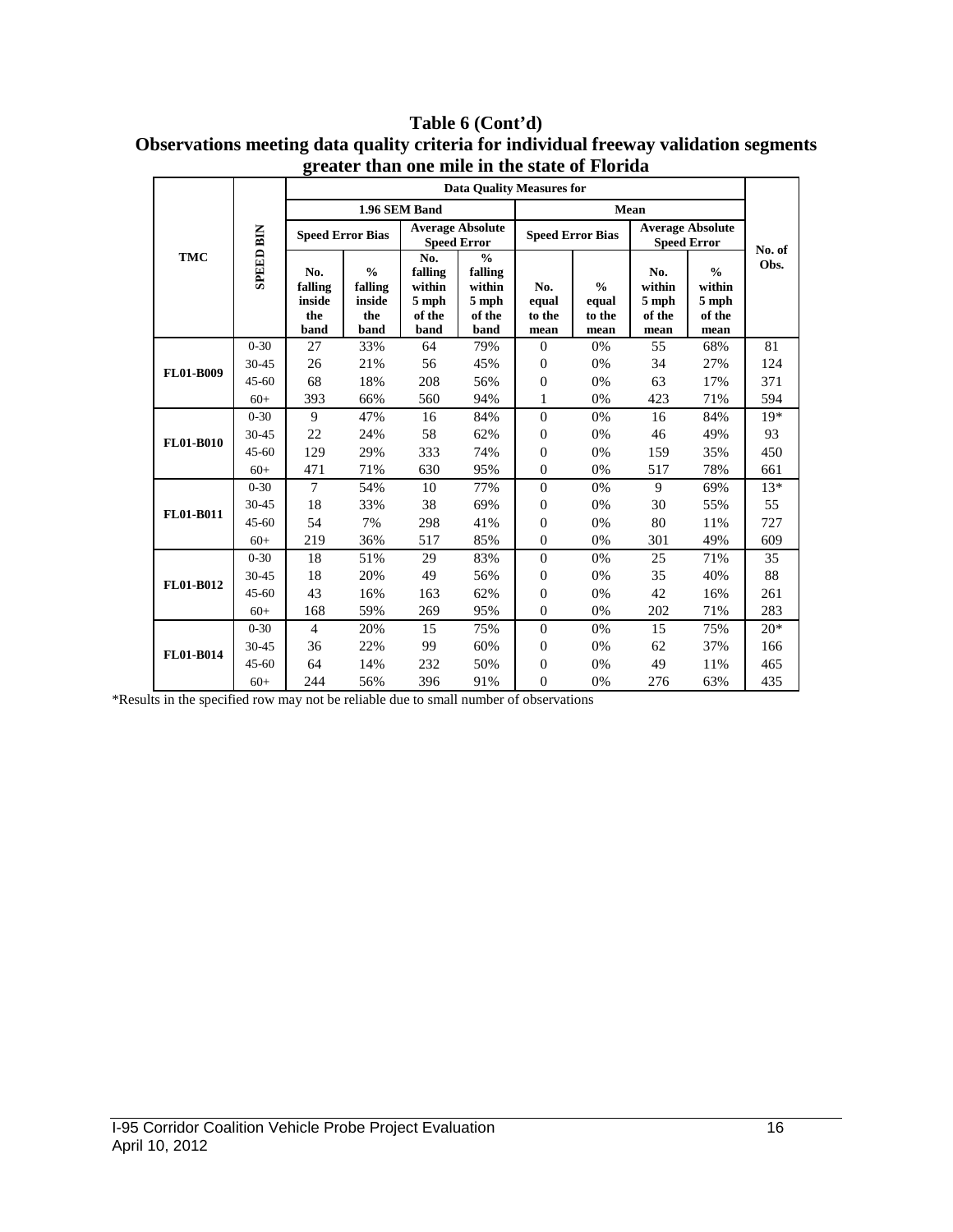**Table 6 (Cont'd)**
**Observations meeting data quality criteria for individual freeway validation segments greater than one mile in the state of Florida**

| TMC | SPEED BIN | Data Quality Measures for | | | | | | | | No. of Obs. |
|---|---|---|---|---|---|---|---|---|---|---|
| | | 1.96 SEM Band | | | | Mean | | | | |
| | | Speed Error Bias | | Average Absolute Speed Error | | Speed Error Bias | | Average Absolute Speed Error | | |
| | | No. falling inside the band | % falling inside the band | No. falling within 5 mph of the band | % falling within 5 mph of the band | No. equal to the mean | % equal to the mean | No. within 5 mph of the mean | % within 5 mph of the mean | |
| FL01-B009 | 0-30 | 27 | 33% | 64 | 79% | 0 | 0% | 55 | 68% | 81 |
| | 30-45 | 26 | 21% | 56 | 45% | 0 | 0% | 34 | 27% | 124 |
| | 45-60 | 68 | 18% | 208 | 56% | 0 | 0% | 63 | 17% | 371 |
| | 60+ | 393 | 66% | 560 | 94% | 1 | 0% | 423 | 71% | 594 |
| FL01-B010 | 0-30 | 9 | 47% | 16 | 84% | 0 | 0% | 16 | 84% | 19* |
| | 30-45 | 22 | 24% | 58 | 62% | 0 | 0% | 46 | 49% | 93 |
| | 45-60 | 129 | 29% | 333 | 74% | 0 | 0% | 159 | 35% | 450 |
| | 60+ | 471 | 71% | 630 | 95% | 0 | 0% | 517 | 78% | 661 |
| FL01-B011 | 0-30 | 7 | 54% | 10 | 77% | 0 | 0% | 9 | 69% | 13* |
| | 30-45 | 18 | 33% | 38 | 69% | 0 | 0% | 30 | 55% | 55 |
| | 45-60 | 54 | 7% | 298 | 41% | 0 | 0% | 80 | 11% | 727 |
| | 60+ | 219 | 36% | 517 | 85% | 0 | 0% | 301 | 49% | 609 |
| FL01-B012 | 0-30 | 18 | 51% | 29 | 83% | 0 | 0% | 25 | 71% | 35 |
| | 30-45 | 18 | 20% | 49 | 56% | 0 | 0% | 35 | 40% | 88 |
| | 45-60 | 43 | 16% | 163 | 62% | 0 | 0% | 42 | 16% | 261 |
| | 60+ | 168 | 59% | 269 | 95% | 0 | 0% | 202 | 71% | 283 |
| FL01-B014 | 0-30 | 4 | 20% | 15 | 75% | 0 | 0% | 15 | 75% | 20* |
| | 30-45 | 36 | 22% | 99 | 60% | 0 | 0% | 62 | 37% | 166 |
| | 45-60 | 64 | 14% | 232 | 50% | 0 | 0% | 49 | 11% | 465 |
| | 60+ | 244 | 56% | 396 | 91% | 0 | 0% | 276 | 63% | 435 |

*Results in the specified row may not be reliable due to small number of observations